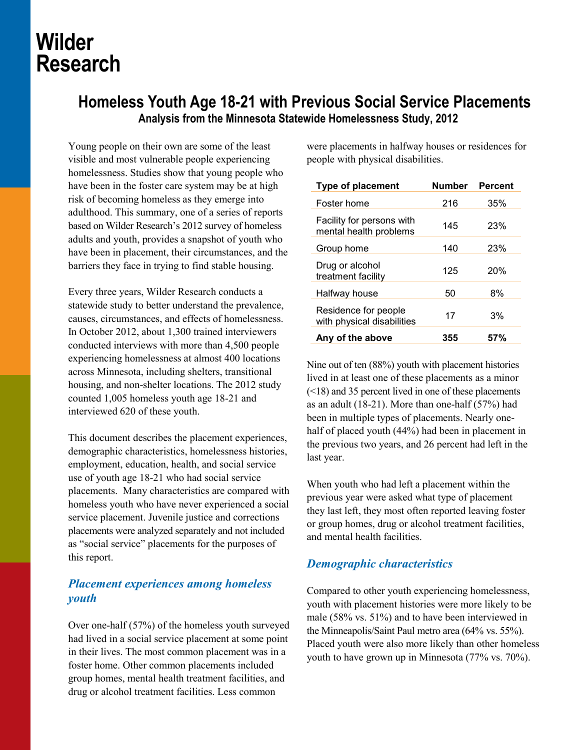# Wilder Research

## Homeless Youth Age 18-21 with Previous Social Service Placements

**Analysis from the Minnesota Statewide Homelessness Study, 2012**

Young people on their own are some of the least visible and most vulnerable people experiencing homelessness. Studies show that young people who have been in the foster care system may be at high risk of becoming homeless as they emerge into adulthood. This summary, one of a series of reports based on Wilder Research's 2012 survey of homeless adults and youth, provides a snapshot of youth who have been in placement, their circumstances, and the barriers they face in trying to find stable housing.

Every three years, Wilder Research conducts a statewide study to better understand the prevalence, causes, circumstances, and effects of homelessness. In October 2012, about 1,300 trained interviewers conducted interviews with more than 4,500 people experiencing homelessness at almost 400 locations across Minnesota, including shelters, transitional housing, and non-shelter locations. The 2012 study counted 1,005 homeless youth age 18-21 and interviewed 620 of these youth.

This document describes the placement experiences, demographic characteristics, homelessness histories, employment, education, health, and social service use of youth age 18-21 who had social service placements. Many characteristics are compared with homeless youth who have never experienced a social service placement. Juvenile justice and corrections placements were analyzed separately and not included as "social service" placements for the purposes of this report.

### *Placement experiences among homeless youth*

Over one-half (57%) of the homeless youth surveyed had lived in a social service placement at some point in their lives. The most common placement was in a foster home. Other common placements included group homes, mental health treatment facilities, and drug or alcohol treatment facilities. Less common were placements in halfway houses or residences for people with physical disabilities.

| Type of placement | Number | Percent |
|---|---|---|
| Foster home | 216 | 35% |
| Facility for persons with mental health problems | 145 | 23% |
| Group home | 140 | 23% |
| Drug or alcohol treatment facility | 125 | 20% |
| Halfway house | 50 | 8% |
| Residence for people with physical disabilities | 17 | 3% |
| **Any of the above** | **355** | **57%** |

Nine out of ten (88%) youth with placement histories lived in at least one of these placements as a minor (<18) and 35 percent lived in one of these placements as an adult (18-21). More than one-half (57%) had been in multiple types of placements. Nearly one-half of placed youth (44%) had been in placement in the previous two years, and 26 percent had left in the last year.

When youth who had left a placement within the previous year were asked what type of placement they last left, they most often reported leaving foster or group homes, drug or alcohol treatment facilities, and mental health facilities.

### *Demographic characteristics*

Compared to other youth experiencing homelessness, youth with placement histories were more likely to be male (58% vs. 51%) and to have been interviewed in the Minneapolis/Saint Paul metro area (64% vs. 55%). Placed youth were also more likely than other homeless youth to have grown up in Minnesota (77% vs. 70%).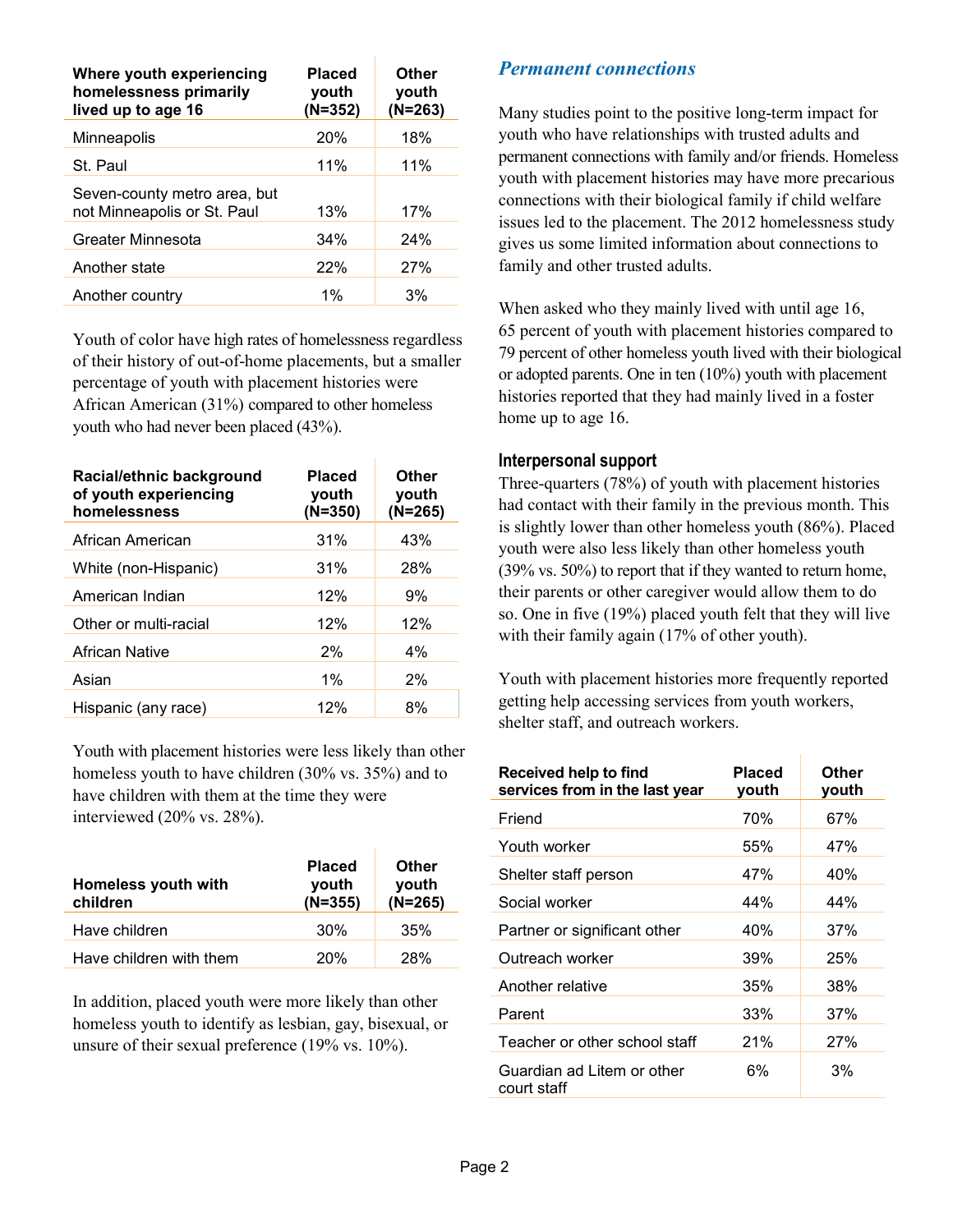| Where youth experiencing homelessness primarily lived up to age 16 | Placed youth (N=352) | Other youth (N=263) |
| --- | --- | --- |
| Minneapolis | 20% | 18% |
| St. Paul | 11% | 11% |
| Seven-county metro area, but not Minneapolis or St. Paul | 13% | 17% |
| Greater Minnesota | 34% | 24% |
| Another state | 22% | 27% |
| Another country | 1% | 3% |

Youth of color have high rates of homelessness regardless of their history of out-of-home placements, but a smaller percentage of youth with placement histories were African American (31%) compared to other homeless youth who had never been placed (43%).

| Racial/ethnic background of youth experiencing homelessness | Placed youth (N=350) | Other youth (N=265) |
| --- | --- | --- |
| African American | 31% | 43% |
| White (non-Hispanic) | 31% | 28% |
| American Indian | 12% | 9% |
| Other or multi-racial | 12% | 12% |
| African Native | 2% | 4% |
| Asian | 1% | 2% |
| Hispanic (any race) | 12% | 8% |

Youth with placement histories were less likely than other homeless youth to have children (30% vs. 35%) and to have children with them at the time they were interviewed (20% vs. 28%).

| Homeless youth with children | Placed youth (N=355) | Other youth (N=265) |
| --- | --- | --- |
| Have children | 30% | 35% |
| Have children with them | 20% | 28% |

In addition, placed youth were more likely than other homeless youth to identify as lesbian, gay, bisexual, or unsure of their sexual preference (19% vs. 10%).

## *Permanent connections*

Many studies point to the positive long-term impact for youth who have relationships with trusted adults and permanent connections with family and/or friends. Homeless youth with placement histories may have more precarious connections with their biological family if child welfare issues led to the placement. The 2012 homelessness study gives us some limited information about connections to family and other trusted adults.

When asked who they mainly lived with until age 16, 65 percent of youth with placement histories compared to 79 percent of other homeless youth lived with their biological or adopted parents. One in ten (10%) youth with placement histories reported that they had mainly lived in a foster home up to age 16.

### Interpersonal support

Three-quarters (78%) of youth with placement histories had contact with their family in the previous month. This is slightly lower than other homeless youth (86%). Placed youth were also less likely than other homeless youth (39% vs. 50%) to report that if they wanted to return home, their parents or other caregiver would allow them to do so. One in five (19%) placed youth felt that they will live with their family again (17% of other youth).

Youth with placement histories more frequently reported getting help accessing services from youth workers, shelter staff, and outreach workers.

| Received help to find services from in the last year | Placed youth | Other youth |
| --- | --- | --- |
| Friend | 70% | 67% |
| Youth worker | 55% | 47% |
| Shelter staff person | 47% | 40% |
| Social worker | 44% | 44% |
| Partner or significant other | 40% | 37% |
| Outreach worker | 39% | 25% |
| Another relative | 35% | 38% |
| Parent | 33% | 37% |
| Teacher or other school staff | 21% | 27% |
| Guardian ad Litem or other court staff | 6% | 3% |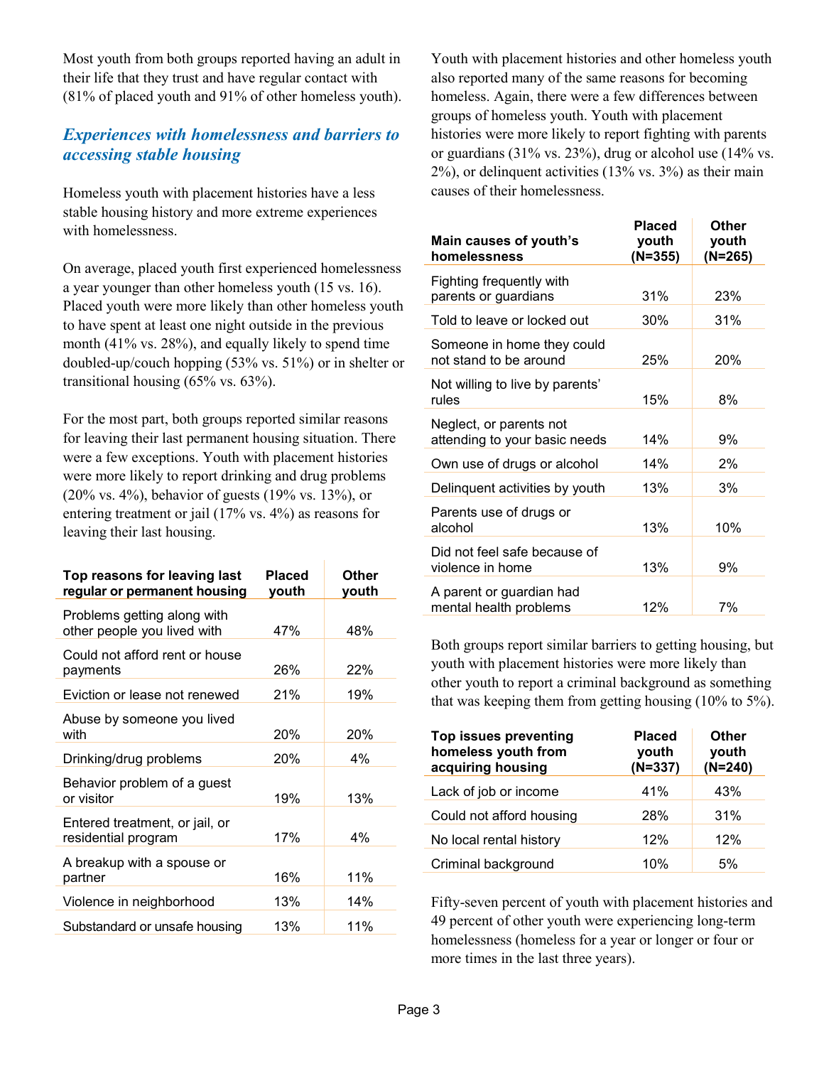Most youth from both groups reported having an adult in their life that they trust and have regular contact with (81% of placed youth and 91% of other homeless youth).

## *Experiences with homelessness and barriers to accessing stable housing*

Homeless youth with placement histories have a less stable housing history and more extreme experiences with homelessness.

On average, placed youth first experienced homelessness a year younger than other homeless youth (15 vs. 16). Placed youth were more likely than other homeless youth to have spent at least one night outside in the previous month (41% vs. 28%), and equally likely to spend time doubled-up/couch hopping (53% vs. 51%) or in shelter or transitional housing (65% vs. 63%).

For the most part, both groups reported similar reasons for leaving their last permanent housing situation. There were a few exceptions. Youth with placement histories were more likely to report drinking and drug problems (20% vs. 4%), behavior of guests (19% vs. 13%), or entering treatment or jail (17% vs. 4%) as reasons for leaving their last housing.

| Top reasons for leaving last regular or permanent housing | Placed youth | Other youth |
|---|---|---|
| Problems getting along with other people you lived with | 47% | 48% |
| Could not afford rent or house payments | 26% | 22% |
| Eviction or lease not renewed | 21% | 19% |
| Abuse by someone you lived with | 20% | 20% |
| Drinking/drug problems | 20% | 4% |
| Behavior problem of a guest or visitor | 19% | 13% |
| Entered treatment, or jail, or residential program | 17% | 4% |
| A breakup with a spouse or partner | 16% | 11% |
| Violence in neighborhood | 13% | 14% |
| Substandard or unsafe housing | 13% | 11% |

Youth with placement histories and other homeless youth also reported many of the same reasons for becoming homeless. Again, there were a few differences between groups of homeless youth. Youth with placement histories were more likely to report fighting with parents or guardians (31% vs. 23%), drug or alcohol use (14% vs. 2%), or delinquent activities (13% vs. 3%) as their main causes of their homelessness.

| Main causes of youth's homelessness | Placed youth (N=355) | Other youth (N=265) |
|---|---|---|
| Fighting frequently with parents or guardians | 31% | 23% |
| Told to leave or locked out | 30% | 31% |
| Someone in home they could not stand to be around | 25% | 20% |
| Not willing to live by parents' rules | 15% | 8% |
| Neglect, or parents not attending to your basic needs | 14% | 9% |
| Own use of drugs or alcohol | 14% | 2% |
| Delinquent activities by youth | 13% | 3% |
| Parents use of drugs or alcohol | 13% | 10% |
| Did not feel safe because of violence in home | 13% | 9% |
| A parent or guardian had mental health problems | 12% | 7% |

Both groups report similar barriers to getting housing, but youth with placement histories were more likely than other youth to report a criminal background as something that was keeping them from getting housing (10% to 5%).

| Top issues preventing homeless youth from acquiring housing | Placed youth (N=337) | Other youth (N=240) |
|---|---|---|
| Lack of job or income | 41% | 43% |
| Could not afford housing | 28% | 31% |
| No local rental history | 12% | 12% |
| Criminal background | 10% | 5% |

Fifty-seven percent of youth with placement histories and 49 percent of other youth were experiencing long-term homelessness (homeless for a year or longer or four or more times in the last three years).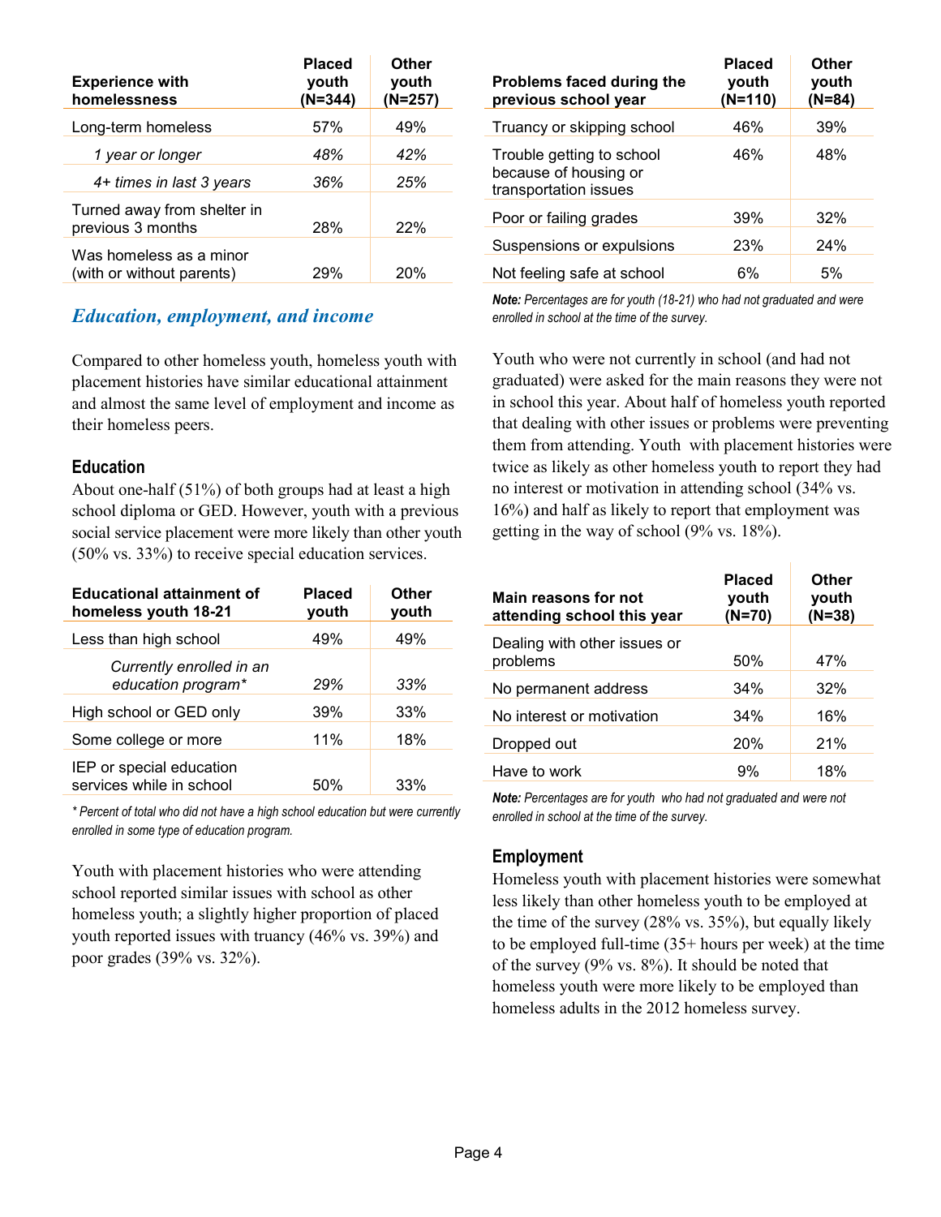| Experience with homelessness | Placed youth (N=344) | Other youth (N=257) |
|---|---|---|
| Long-term homeless | 57% | 49% |
| *1 year or longer* | *48%* | *42%* |
| *4+ times in last 3 years* | *36%* | *25%* |
| Turned away from shelter in previous 3 months | 28% | 22% |
| Was homeless as a minor (with or without parents) | 29% | 20% |

## *Education, employment, and income*

Compared to other homeless youth, homeless youth with placement histories have similar educational attainment and almost the same level of employment and income as their homeless peers.

### Education

About one-half (51%) of both groups had at least a high school diploma or GED. However, youth with a previous social service placement were more likely than other youth (50% vs. 33%) to receive special education services.

| Educational attainment of homeless youth 18-21 | Placed youth | Other youth |
|---|---|---|
| Less than high school | 49% | 49% |
| *Currently enrolled in an education program** | *29%* | *33%* |
| High school or GED only | 39% | 33% |
| Some college or more | 11% | 18% |
| IEP or special education services while in school | 50% | 33% |

*\* Percent of total who did not have a high school education but were currently enrolled in some type of education program.*

Youth with placement histories who were attending school reported similar issues with school as other homeless youth; a slightly higher proportion of placed youth reported issues with truancy (46% vs. 39%) and poor grades (39% vs. 32%).

| Problems faced during the previous school year | Placed youth (N=110) | Other youth (N=84) |
|---|---|---|
| Truancy or skipping school | 46% | 39% |
| Trouble getting to school because of housing or transportation issues | 46% | 48% |
| Poor or failing grades | 39% | 32% |
| Suspensions or expulsions | 23% | 24% |
| Not feeling safe at school | 6% | 5% |

***Note:** Percentages are for youth (18-21) who had not graduated and were enrolled in school at the time of the survey.*

Youth who were not currently in school (and had not graduated) were asked for the main reasons they were not in school this year. About half of homeless youth reported that dealing with other issues or problems were preventing them from attending. Youth with placement histories were twice as likely as other homeless youth to report they had no interest or motivation in attending school (34% vs. 16%) and half as likely to report that employment was getting in the way of school (9% vs. 18%).

| Main reasons for not attending school this year | Placed youth (N=70) | Other youth (N=38) |
|---|---|---|
| Dealing with other issues or problems | 50% | 47% |
| No permanent address | 34% | 32% |
| No interest or motivation | 34% | 16% |
| Dropped out | 20% | 21% |
| Have to work | 9% | 18% |

***Note:** Percentages are for youth who had not graduated and were not enrolled in school at the time of the survey.*

### Employment

Homeless youth with placement histories were somewhat less likely than other homeless youth to be employed at the time of the survey (28% vs. 35%), but equally likely to be employed full-time (35+ hours per week) at the time of the survey (9% vs. 8%). It should be noted that homeless youth were more likely to be employed than homeless adults in the 2012 homeless survey.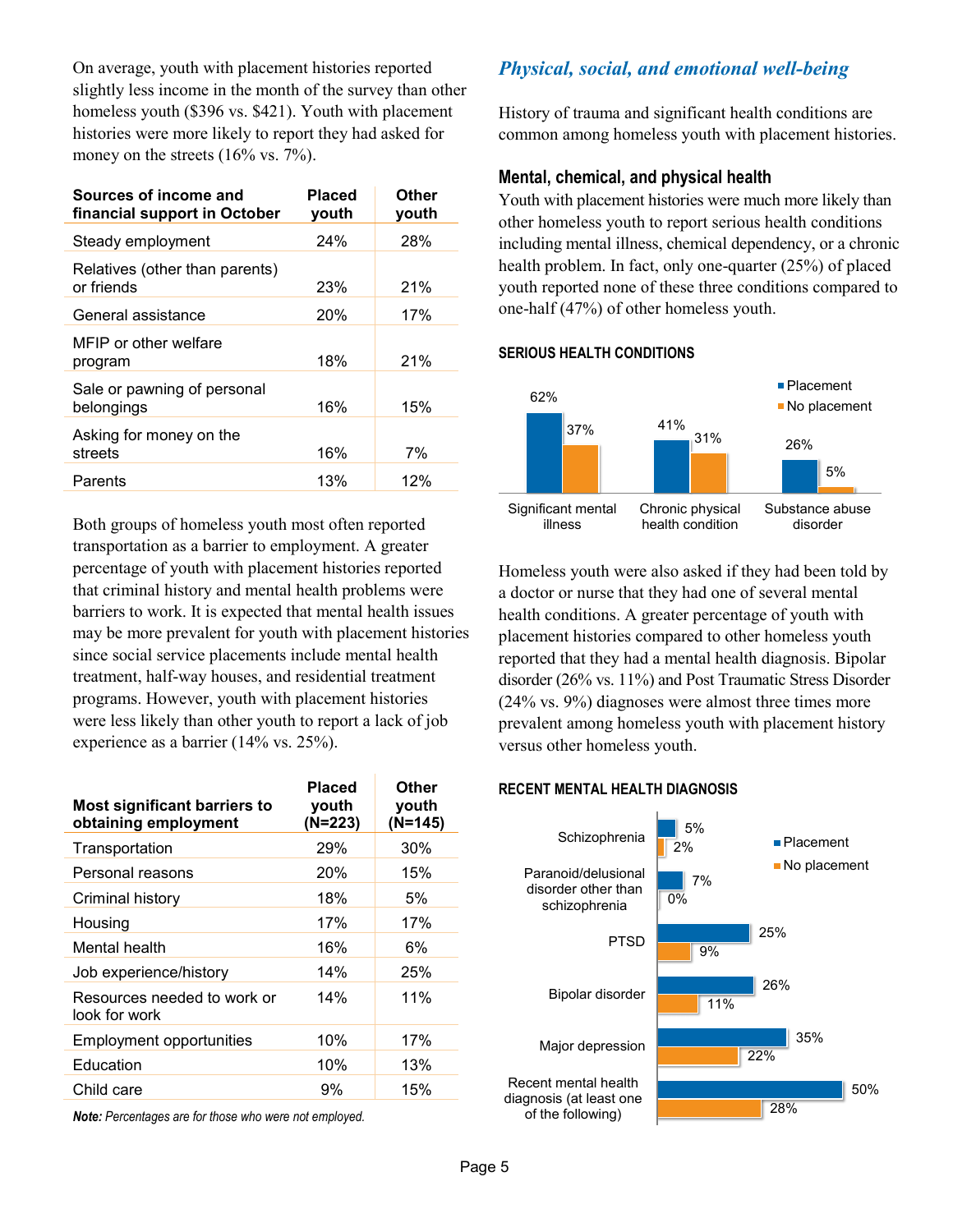On average, youth with placement histories reported slightly less income in the month of the survey than other homeless youth ($396 vs. $421). Youth with placement histories were more likely to report they had asked for money on the streets (16% vs. 7%).

| Sources of income and financial support in October | Placed youth | Other youth |
|---|---|---|
| Steady employment | 24% | 28% |
| Relatives (other than parents) or friends | 23% | 21% |
| General assistance | 20% | 17% |
| MFIP or other welfare program | 18% | 21% |
| Sale or pawning of personal belongings | 16% | 15% |
| Asking for money on the streets | 16% | 7% |
| Parents | 13% | 12% |

Both groups of homeless youth most often reported transportation as a barrier to employment. A greater percentage of youth with placement histories reported that criminal history and mental health problems were barriers to work. It is expected that mental health issues may be more prevalent for youth with placement histories since social service placements include mental health treatment, half-way houses, and residential treatment programs. However, youth with placement histories were less likely than other youth to report a lack of job experience as a barrier (14% vs. 25%).

| Most significant barriers to obtaining employment | Placed youth (N=223) | Other youth (N=145) |
|---|---|---|
| Transportation | 29% | 30% |
| Personal reasons | 20% | 15% |
| Criminal history | 18% | 5% |
| Housing | 17% | 17% |
| Mental health | 16% | 6% |
| Job experience/history | 14% | 25% |
| Resources needed to work or look for work | 14% | 11% |
| Employment opportunities | 10% | 17% |
| Education | 10% | 13% |
| Child care | 9% | 15% |

***Note:*** *Percentages are for those who were not employed.*

## *Physical, social, and emotional well-being*

History of trauma and significant health conditions are common among homeless youth with placement histories.

### Mental, chemical, and physical health

Youth with placement histories were much more likely than other homeless youth to report serious health conditions including mental illness, chemical dependency, or a chronic health problem. In fact, only one-quarter (25%) of placed youth reported none of these three conditions compared to one-half (47%) of other homeless youth.

**SERIOUS HEALTH CONDITIONS**

| | Placement | No placement |
|---|---|---|
| Significant mental illness | 62% | 37% |
| Chronic physical health condition | 41% | 31% |
| Substance abuse disorder | 26% | 5% |

Homeless youth were also asked if they had been told by a doctor or nurse that they had one of several mental health conditions. A greater percentage of youth with placement histories compared to other homeless youth reported that they had a mental health diagnosis. Bipolar disorder (26% vs. 11%) and Post Traumatic Stress Disorder (24% vs. 9%) diagnoses were almost three times more prevalent among homeless youth with placement history versus other homeless youth.

**RECENT MENTAL HEALTH DIAGNOSIS**

| | Placement | No placement |
|---|---|---|
| Schizophrenia | 5% | 2% |
| Paranoid/delusional disorder other than schizophrenia | 7% | 0% |
| PTSD | 25% | 9% |
| Bipolar disorder | 26% | 11% |
| Major depression | 35% | 22% |
| Recent mental health diagnosis (at least one of the following) | 50% | 28% |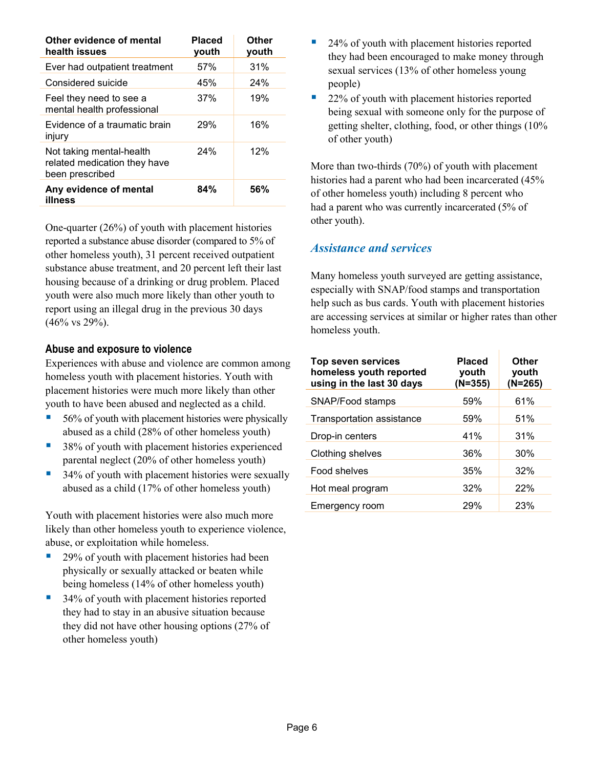| Other evidence of mental health issues | Placed youth | Other youth |
|---|---|---|
| Ever had outpatient treatment | 57% | 31% |
| Considered suicide | 45% | 24% |
| Feel they need to see a mental health professional | 37% | 19% |
| Evidence of a traumatic brain injury | 29% | 16% |
| Not taking mental-health related medication they have been prescribed | 24% | 12% |
| **Any evidence of mental illness** | **84%** | **56%** |

One-quarter (26%) of youth with placement histories reported a substance abuse disorder (compared to 5% of other homeless youth), 31 percent received outpatient substance abuse treatment, and 20 percent left their last housing because of a drinking or drug problem. Placed youth were also much more likely than other youth to report using an illegal drug in the previous 30 days (46% vs 29%).

### Abuse and exposure to violence

Experiences with abuse and violence are common among homeless youth with placement histories. Youth with placement histories were much more likely than other youth to have been abused and neglected as a child.

- 56% of youth with placement histories were physically abused as a child (28% of other homeless youth)
- 38% of youth with placement histories experienced parental neglect (20% of other homeless youth)
- 34% of youth with placement histories were sexually abused as a child (17% of other homeless youth)

Youth with placement histories were also much more likely than other homeless youth to experience violence, abuse, or exploitation while homeless.

- 29% of youth with placement histories had been physically or sexually attacked or beaten while being homeless (14% of other homeless youth)
- 34% of youth with placement histories reported they had to stay in an abusive situation because they did not have other housing options (27% of other homeless youth)
- 24% of youth with placement histories reported they had been encouraged to make money through sexual services (13% of other homeless young people)
- 22% of youth with placement histories reported being sexual with someone only for the purpose of getting shelter, clothing, food, or other things (10% of other youth)

More than two-thirds (70%) of youth with placement histories had a parent who had been incarcerated (45% of other homeless youth) including 8 percent who had a parent who was currently incarcerated (5% of other youth).

## *Assistance and services*

Many homeless youth surveyed are getting assistance, especially with SNAP/food stamps and transportation help such as bus cards. Youth with placement histories are accessing services at similar or higher rates than other homeless youth.

| Top seven services homeless youth reported using in the last 30 days | Placed youth (N=355) | Other youth (N=265) |
|---|---|---|
| SNAP/Food stamps | 59% | 61% |
| Transportation assistance | 59% | 51% |
| Drop-in centers | 41% | 31% |
| Clothing shelves | 36% | 30% |
| Food shelves | 35% | 32% |
| Hot meal program | 32% | 22% |
| Emergency room | 29% | 23% |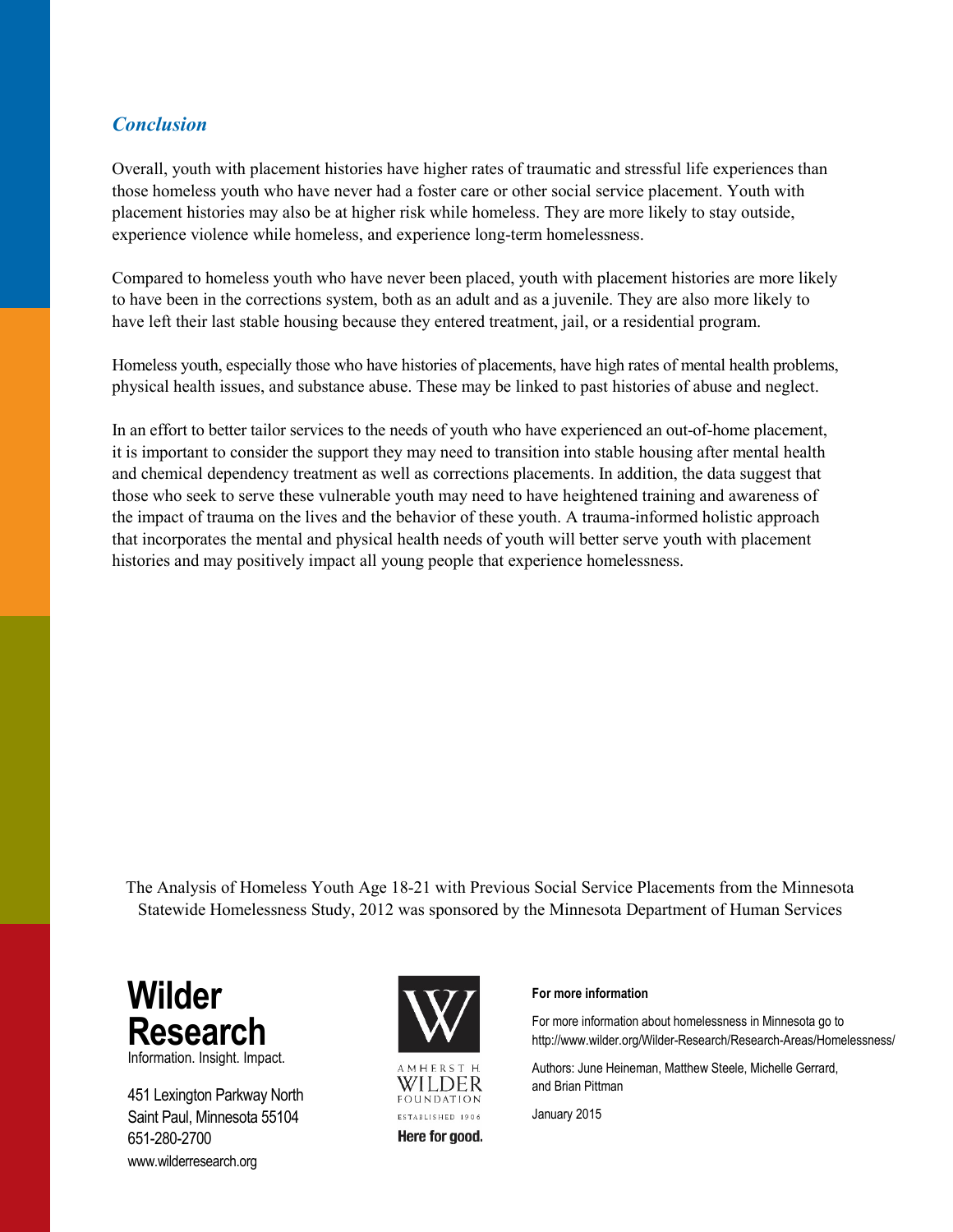### *Conclusion*

Overall, youth with placement histories have higher rates of traumatic and stressful life experiences than those homeless youth who have never had a foster care or other social service placement. Youth with placement histories may also be at higher risk while homeless. They are more likely to stay outside, experience violence while homeless, and experience long-term homelessness.

Compared to homeless youth who have never been placed, youth with placement histories are more likely to have been in the corrections system, both as an adult and as a juvenile. They are also more likely to have left their last stable housing because they entered treatment, jail, or a residential program.

Homeless youth, especially those who have histories of placements, have high rates of mental health problems, physical health issues, and substance abuse. These may be linked to past histories of abuse and neglect.

In an effort to better tailor services to the needs of youth who have experienced an out-of-home placement, it is important to consider the support they may need to transition into stable housing after mental health and chemical dependency treatment as well as corrections placements. In addition, the data suggest that those who seek to serve these vulnerable youth may need to have heightened training and awareness of the impact of trauma on the lives and the behavior of these youth. A trauma-informed holistic approach that incorporates the mental and physical health needs of youth will better serve youth with placement histories and may positively impact all young people that experience homelessness.

The Analysis of Homeless Youth Age 18-21 with Previous Social Service Placements from the Minnesota Statewide Homelessness Study, 2012 was sponsored by the Minnesota Department of Human Services

**Wilder Research**
Information. Insight. Impact.

451 Lexington Parkway North
Saint Paul, Minnesota 55104
651-280-2700
www.wilderresearch.org

AMHERST H. WILDER FOUNDATION
ESTABLISHED 1906
**Here for good.**

**For more information**

For more information about homelessness in Minnesota go to http://www.wilder.org/Wilder-Research/Research-Areas/Homelessness/

Authors: June Heineman, Matthew Steele, Michelle Gerrard, and Brian Pittman

January 2015